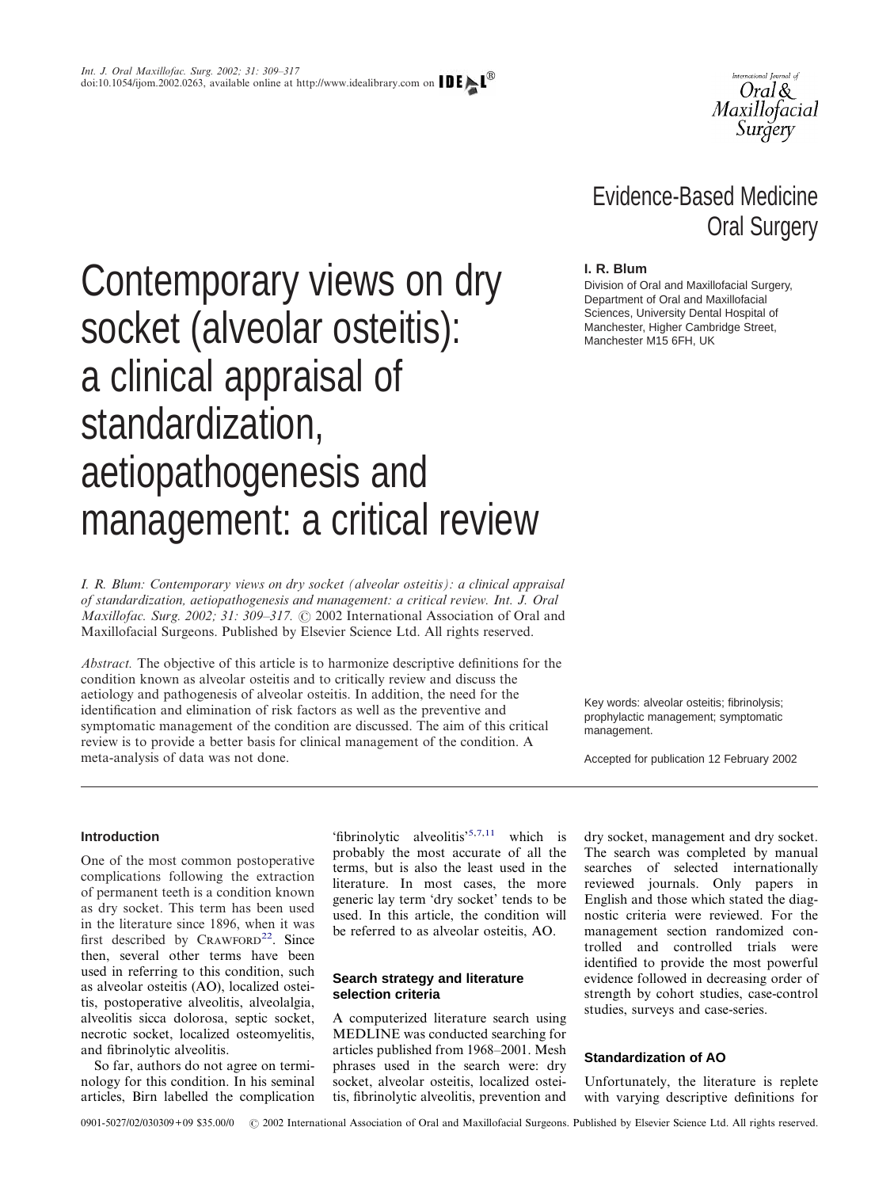Evidence-Based Medicine
Oral Surgery

# Contemporary views on dry socket (alveolar osteitis): a clinical appraisal of standardization, aetiopathogenesis and management: a critical review

**I. R. Blum**

Division of Oral and Maxillofacial Surgery, Department of Oral and Maxillofacial Sciences, University Dental Hospital of Manchester, Higher Cambridge Street, Manchester M15 6FH, UK

*I. R. Blum: Contemporary views on dry socket (alveolar osteitis): a clinical appraisal of standardization, aetiopathogenesis and management: a critical review. Int. J. Oral Maxillofac. Surg. 2002; 31: 309–317.* © 2002 International Association of Oral and Maxillofacial Surgeons. Published by Elsevier Science Ltd. All rights reserved.

*Abstract.* The objective of this article is to harmonize descriptive definitions for the condition known as alveolar osteitis and to critically review and discuss the aetiology and pathogenesis of alveolar osteitis. In addition, the need for the identification and elimination of risk factors as well as the preventive and symptomatic management of the condition are discussed. The aim of this critical review is to provide a better basis for clinical management of the condition. A meta-analysis of data was not done.

Key words: alveolar osteitis; fibrinolysis; prophylactic management; symptomatic management.

Accepted for publication 12 February 2002

## Introduction

One of the most common postoperative complications following the extraction of permanent teeth is a condition known as dry socket. This term has been used in the literature since 1896, when it was first described by Crawford[22]. Since then, several other terms have been used in referring to this condition, such as alveolar osteitis (AO), localized osteitis, postoperative alveolitis, alveolalgia, alveolitis sicca dolorosa, septic socket, necrotic socket, localized osteomyelitis, and fibrinolytic alveolitis.

So far, authors do not agree on terminology for this condition. In his seminal articles, Birn labelled the complication 'fibrinolytic alveolitis'[5,7,11] which is probably the most accurate of all the terms, but is also the least used in the literature. In most cases, the more generic lay term 'dry socket' tends to be used. In this article, the condition will be referred to as alveolar osteitis, AO.

## Search strategy and literature selection criteria

A computerized literature search using MEDLINE was conducted searching for articles published from 1968–2001. Mesh phrases used in the search were: dry socket, alveolar osteitis, localized osteitis, fibrinolytic alveolitis, prevention and dry socket, management and dry socket. The search was completed by manual searches of selected internationally reviewed journals. Only papers in English and those which stated the diagnostic criteria were reviewed. For the management section randomized controlled and controlled trials were identified to provide the most powerful evidence followed in decreasing order of strength by cohort studies, case-control studies, surveys and case-series.

## Standardization of AO

Unfortunately, the literature is replete with varying descriptive definitions for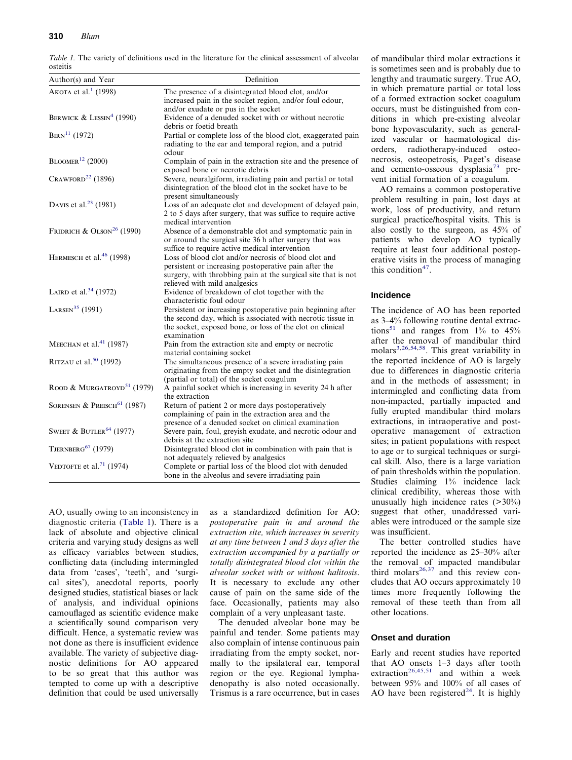*Table 1.* The variety of definitions used in the literature for the clinical assessment of alveolar osteitis

| Author(s) and Year | Definition |
| --- | --- |
| Akota et al.[1] (1998) | The presence of a disintegrated blood clot, and/or increased pain in the socket region, and/or foul odour, and/or exudate or pus in the socket |
| Berwick & Lessin[4] (1990) | Evidence of a denuded socket with or without necrotic debris or foetid breath |
| Birn[11] (1972) | Partial or complete loss of the blood clot, exaggerated pain radiating to the ear and temporal region, and a putrid odour |
| Bloomer[12] (2000) | Complain of pain in the extraction site and the presence of exposed bone or necrotic debris |
| Crawford[22] (1896) | Severe, neuralgiform, irradiating pain and partial or total disintegration of the blood clot in the socket have to be present simultaneously |
| Davis et al.[23] (1981) | Loss of an adequate clot and development of delayed pain, 2 to 5 days after surgery, that was suffice to require active medical intervention |
| Fridrich & Olson[26] (1990) | Absence of a demonstrable clot and symptomatic pain in or around the surgical site 36 h after surgery that was suffice to require active medical intervention |
| Hermesch et al.[46] (1998) | Loss of blood clot and/or necrosis of blood clot and persistent or increasing postoperative pain after the surgery, with throbbing pain at the surgical site that is not relieved with mild analgesics |
| Laird et al.[34] (1972) | Evidence of breakdown of clot together with the characteristic foul odour |
| Larsen[35] (1991) | Persistent or increasing postoperative pain beginning after the second day, which is associated with necrotic tissue in the socket, exposed bone, or loss of the clot on clinical examination |
| Meechan et al.[41] (1987) | Pain from the extraction site and empty or necrotic material containing socket |
| Ritzau et al.[50] (1992) | The simultaneous presence of a severe irradiating pain originating from the empty socket and the disintegration (partial or total) of the socket coagulum |
| Rood & Murgatroyd[51] (1979) | A painful socket which is increasing in severity 24 h after the extraction |
| Sorensen & Preisch[61] (1987) | Return of patient 2 or more days postoperatively complaining of pain in the extraction area and the presence of a denuded socket on clinical examination |
| Sweet & Butler[64] (1977) | Severe pain, foul, greyish exudate, and necrotic odour and debris at the extraction site |
| Tjernberg[67] (1979) | Disintegrated blood clot in combination with pain that is not adequately relieved by analgesics |
| Vedtofte et al.[71] (1974) | Complete or partial loss of the blood clot with denuded bone in the alveolus and severe irradiating pain |

AO, usually owing to an inconsistency in diagnostic criteria (Table 1). There is a lack of absolute and objective clinical criteria and varying study designs as well as efficacy variables between studies, conflicting data (including intermingled data from 'cases', 'teeth', and 'surgical sites'), anecdotal reports, poorly designed studies, statistical biases or lack of analysis, and individual opinions camouflaged as scientific evidence make a scientifically sound comparison very difficult. Hence, a systematic review was not done as there is insufficient evidence available. The variety of subjective diagnostic definitions for AO appeared to be so great that this author was tempted to come up with a descriptive definition that could be used universally as a standardized definition for AO: *postoperative pain in and around the extraction site, which increases in severity at any time between 1 and 3 days after the extraction accompanied by a partially or totally disintegrated blood clot within the alveolar socket with or without halitosis.* It is necessary to exclude any other cause of pain on the same side of the face. Occasionally, patients may also complain of a very unpleasant taste.

The denuded alveolar bone may be painful and tender. Some patients may also complain of intense continuous pain irradiating from the empty socket, normally to the ipsilateral ear, temporal region or the eye. Regional lymphadenopathy is also noted occasionally. Trismus is a rare occurrence, but in cases of mandibular third molar extractions it is sometimes seen and is probably due to lengthy and traumatic surgery. True AO, in which premature partial or total loss of a formed extraction socket coagulum occurs, must be distinguished from conditions in which pre-existing alveolar bone hypovascularity, such as generalized vascular or haematological disorders, radiotherapy-induced osteonecrosis, osteopetrosis, Paget's disease and cemento-osseous dysplasia[73] prevent initial formation of a coagulum.

AO remains a common postoperative problem resulting in pain, lost days at work, loss of productivity, and return surgical practice/hospital visits. This is also costly to the surgeon, as 45% of patients who develop AO typically require at least four additional postoperative visits in the process of managing this condition[47].

## Incidence

The incidence of AO has been reported as 3–4% following routine dental extractions[51] and ranges from 1% to 45% after the removal of mandibular third molars[3,26,54,58]. This great variability in the reported incidence of AO is largely due to differences in diagnostic criteria and in the methods of assessment; in intermingled and conflicting data from non-impacted, partially impacted and fully erupted mandibular third molars extractions, in intraoperative and postoperative management of extraction sites; in patient populations with respect to age or to surgical techniques or surgical skill. Also, there is a large variation of pain thresholds within the population. Studies claiming 1% incidence lack clinical credibility, whereas those with unusually high incidence rates (>30%) suggest that other, unaddressed variables were introduced or the sample size was insufficient.

The better controlled studies have reported the incidence as 25–30% after the removal of impacted mandibular third molars[26,37] and this review concludes that AO occurs approximately 10 times more frequently following the removal of these teeth than from all other locations.

## Onset and duration

Early and recent studies have reported that AO onsets 1–3 days after tooth extraction[26,45,51] and within a week between 95% and 100% of all cases of AO have been registered[24]. It is highly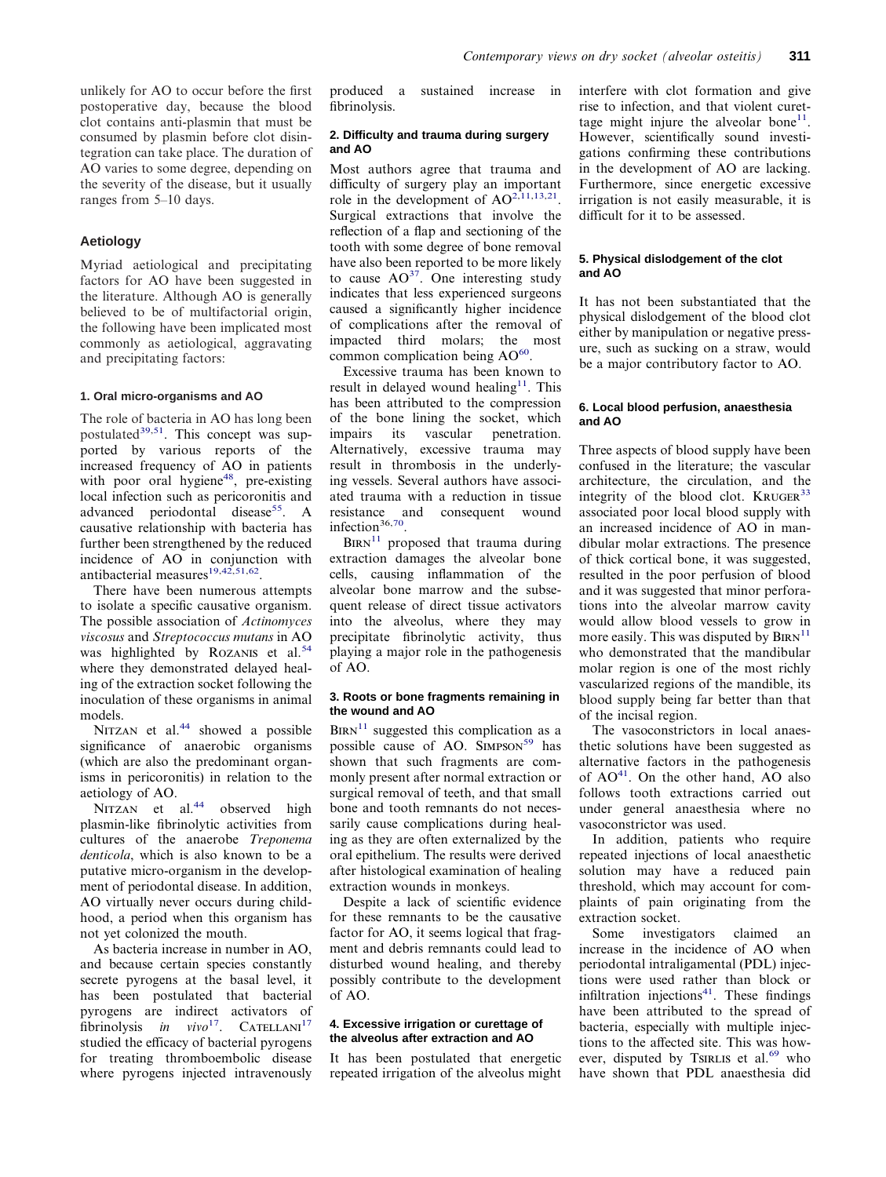unlikely for AO to occur before the first postoperative day, because the blood clot contains anti-plasmin that must be consumed by plasmin before clot disintegration can take place. The duration of AO varies to some degree, depending on the severity of the disease, but it usually ranges from 5–10 days.

## Aetiology

Myriad aetiological and precipitating factors for AO have been suggested in the literature. Although AO is generally believed to be of multifactorial origin, the following have been implicated most commonly as aetiological, aggravating and precipitating factors:

### 1. Oral micro-organisms and AO

The role of bacteria in AO has long been postulated[39,51]. This concept was supported by various reports of the increased frequency of AO in patients with poor oral hygiene[48], pre-existing local infection such as pericoronitis and advanced periodontal disease[55]. A causative relationship with bacteria has further been strengthened by the reduced incidence of AO in conjunction with antibacterial measures[19,42,51,62].

There have been numerous attempts to isolate a specific causative organism. The possible association of *Actinomyces viscosus* and *Streptococcus mutans* in AO was highlighted by Rozanis et al.[54] where they demonstrated delayed healing of the extraction socket following the inoculation of these organisms in animal models.

Nitzan et al.[44] showed a possible significance of anaerobic organisms (which are also the predominant organisms in pericoronitis) in relation to the aetiology of AO.

Nitzan et al.[44] observed high plasmin-like fibrinolytic activities from cultures of the anaerobe *Treponema denticola*, which is also known to be a putative micro-organism in the development of periodontal disease. In addition, AO virtually never occurs during childhood, a period when this organism has not yet colonized the mouth.

As bacteria increase in number in AO, and because certain species constantly secrete pyrogens at the basal level, it has been postulated that bacterial pyrogens are indirect activators of fibrinolysis *in vivo*[17]. Catellani[17] studied the efficacy of bacterial pyrogens for treating thromboembolic disease where pyrogens injected intravenously produced a sustained increase in fibrinolysis.

### 2. Difficulty and trauma during surgery and AO

Most authors agree that trauma and difficulty of surgery play an important role in the development of AO[2,11,13,21]. Surgical extractions that involve the reflection of a flap and sectioning of the tooth with some degree of bone removal have also been reported to be more likely to cause AO[37]. One interesting study indicates that less experienced surgeons caused a significantly higher incidence of complications after the removal of impacted third molars; the most common complication being AO[60].

Excessive trauma has been known to result in delayed wound healing[11]. This has been attributed to the compression of the bone lining the socket, which impairs its vascular penetration. Alternatively, excessive trauma may result in thrombosis in the underlying vessels. Several authors have associated trauma with a reduction in tissue resistance and consequent wound infection[36,70].

Birn[11] proposed that trauma during extraction damages the alveolar bone cells, causing inflammation of the alveolar bone marrow and the subsequent release of direct tissue activators into the alveolus, where they may precipitate fibrinolytic activity, thus playing a major role in the pathogenesis of AO.

### 3. Roots or bone fragments remaining in the wound and AO

Birn[11] suggested this complication as a possible cause of AO. Simpson[59] has shown that such fragments are commonly present after normal extraction or surgical removal of teeth, and that small bone and tooth remnants do not necessarily cause complications during healing as they are often externalized by the oral epithelium. The results were derived after histological examination of healing extraction wounds in monkeys.

Despite a lack of scientific evidence for these remnants to be the causative factor for AO, it seems logical that fragment and debris remnants could lead to disturbed wound healing, and thereby possibly contribute to the development of AO.

### 4. Excessive irrigation or curettage of the alveolus after extraction and AO

It has been postulated that energetic repeated irrigation of the alveolus might interfere with clot formation and give rise to infection, and that violent curettage might injure the alveolar bone[11]. However, scientifically sound investigations confirming these contributions in the development of AO are lacking. Furthermore, since energetic excessive irrigation is not easily measurable, it is difficult for it to be assessed.

### 5. Physical dislodgement of the clot and AO

It has not been substantiated that the physical dislodgement of the blood clot either by manipulation or negative pressure, such as sucking on a straw, would be a major contributory factor to AO.

### 6. Local blood perfusion, anaesthesia and AO

Three aspects of blood supply have been confused in the literature; the vascular architecture, the circulation, and the integrity of the blood clot. Kruger[33] associated poor local blood supply with an increased incidence of AO in mandibular molar extractions. The presence of thick cortical bone, it was suggested, resulted in the poor perfusion of blood and it was suggested that minor perforations into the alveolar marrow cavity would allow blood vessels to grow in more easily. This was disputed by Birn[11] who demonstrated that the mandibular molar region is one of the most richly vascularized regions of the mandible, its blood supply being far better than that of the incisal region.

The vasoconstrictors in local anaesthetic solutions have been suggested as alternative factors in the pathogenesis of AO[41]. On the other hand, AO also follows tooth extractions carried out under general anaesthesia where no vasoconstrictor was used.

In addition, patients who require repeated injections of local anaesthetic solution may have a reduced pain threshold, which may account for complaints of pain originating from the extraction socket.

Some investigators claimed an increase in the incidence of AO when periodontal intraligamental (PDL) injections were used rather than block or infiltration injections[41]. These findings have been attributed to the spread of bacteria, especially with multiple injections to the affected site. This was however, disputed by Tsirlis et al.[69] who have shown that PDL anaesthesia did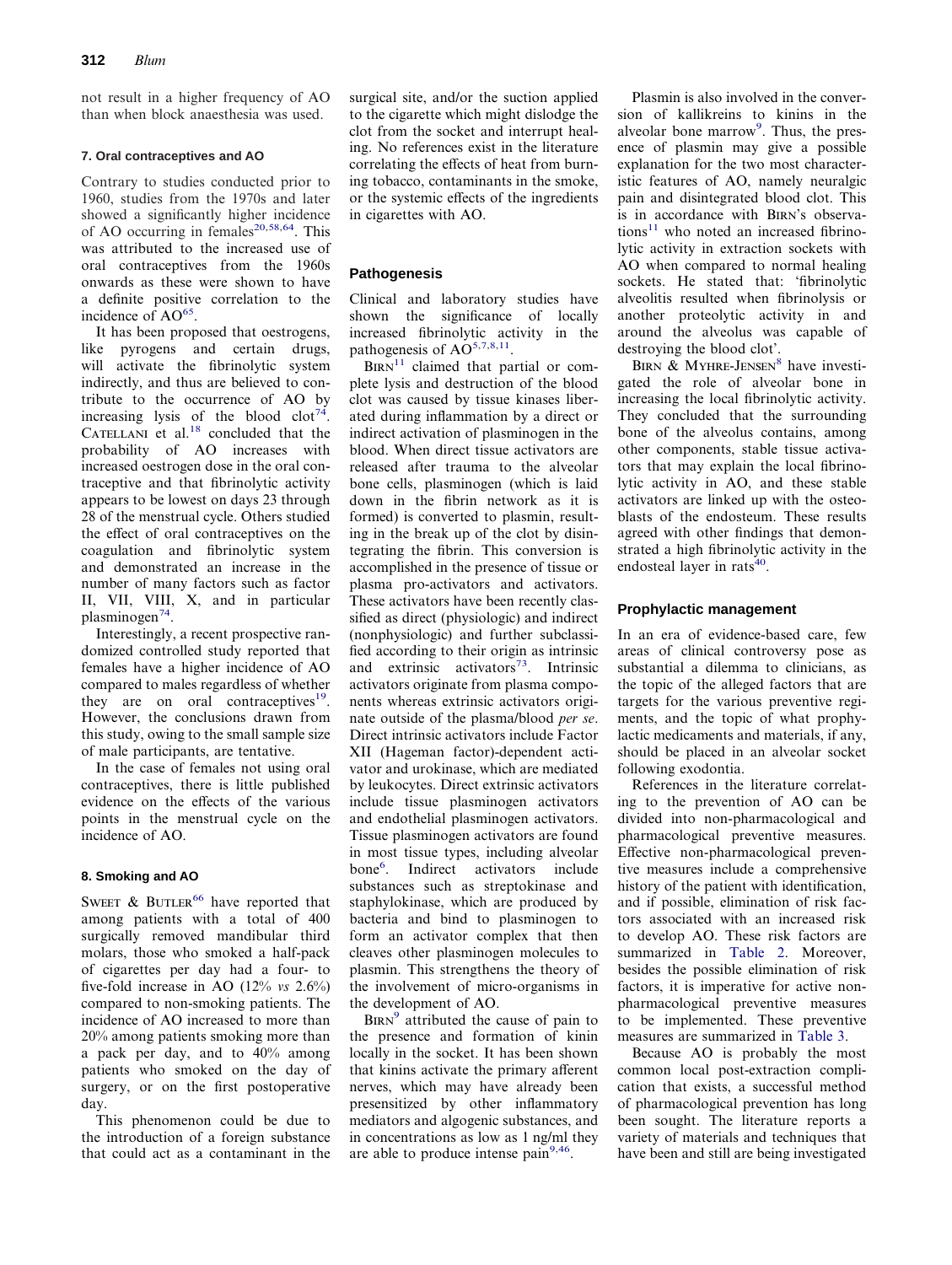not result in a higher frequency of AO than when block anaesthesia was used.

### 7. Oral contraceptives and AO

Contrary to studies conducted prior to 1960, studies from the 1970s and later showed a significantly higher incidence of AO occurring in females[20,58,64]. This was attributed to the increased use of oral contraceptives from the 1960s onwards as these were shown to have a definite positive correlation to the incidence of AO[65].

It has been proposed that oestrogens, like pyrogens and certain drugs, will activate the fibrinolytic system indirectly, and thus are believed to contribute to the occurrence of AO by increasing lysis of the blood clot[74]. CATELLANI et al.[18] concluded that the probability of AO increases with increased oestrogen dose in the oral contraceptive and that fibrinolytic activity appears to be lowest on days 23 through 28 of the menstrual cycle. Others studied the effect of oral contraceptives on the coagulation and fibrinolytic system and demonstrated an increase in the number of many factors such as factor II, VII, VIII, X, and in particular plasminogen[74].

Interestingly, a recent prospective randomized controlled study reported that females have a higher incidence of AO compared to males regardless of whether they are on oral contraceptives[19]. However, the conclusions drawn from this study, owing to the small sample size of male participants, are tentative.

In the case of females not using oral contraceptives, there is little published evidence on the effects of the various points in the menstrual cycle on the incidence of AO.

### 8. Smoking and AO

SWEET & BUTLER[66] have reported that among patients with a total of 400 surgically removed mandibular third molars, those who smoked a half-pack of cigarettes per day had a four- to five-fold increase in AO (12% *vs* 2.6%) compared to non-smoking patients. The incidence of AO increased to more than 20% among patients smoking more than a pack per day, and to 40% among patients who smoked on the day of surgery, or on the first postoperative day.

This phenomenon could be due to the introduction of a foreign substance that could act as a contaminant in the surgical site, and/or the suction applied to the cigarette which might dislodge the clot from the socket and interrupt healing. No references exist in the literature correlating the effects of heat from burning tobacco, contaminants in the smoke, or the systemic effects of the ingredients in cigarettes with AO.

## Pathogenesis

Clinical and laboratory studies have shown the significance of locally increased fibrinolytic activity in the pathogenesis of AO[5,7,8,11].

BIRN[11] claimed that partial or complete lysis and destruction of the blood clot was caused by tissue kinases liberated during inflammation by a direct or indirect activation of plasminogen in the blood. When direct tissue activators are released after trauma to the alveolar bone cells, plasminogen (which is laid down in the fibrin network as it is formed) is converted to plasmin, resulting in the break up of the clot by disintegrating the fibrin. This conversion is accomplished in the presence of tissue or plasma pro-activators and activators. These activators have been recently classified as direct (physiologic) and indirect (nonphysiologic) and further subclassified according to their origin as intrinsic and extrinsic activators[73]. Intrinsic activators originate from plasma components whereas extrinsic activators originate outside of the plasma/blood *per se*. Direct intrinsic activators include Factor XII (Hageman factor)-dependent activator and urokinase, which are mediated by leukocytes. Direct extrinsic activators include tissue plasminogen activators and endothelial plasminogen activators. Tissue plasminogen activators are found in most tissue types, including alveolar bone[6]. Indirect activators include substances such as streptokinase and staphylokinase, which are produced by bacteria and bind to plasminogen to form an activator complex that then cleaves other plasminogen molecules to plasmin. This strengthens the theory of the involvement of micro-organisms in the development of AO.

BIRN[9] attributed the cause of pain to the presence and formation of kinin locally in the socket. It has been shown that kinins activate the primary afferent nerves, which may have already been presensitized by other inflammatory mediators and algogenic substances, and in concentrations as low as 1 ng/ml they are able to produce intense pain[9,46].

Plasmin is also involved in the conversion of kallikreins to kinins in the alveolar bone marrow[9]. Thus, the presence of plasmin may give a possible explanation for the two most characteristic features of AO, namely neuralgic pain and disintegrated blood clot. This is in accordance with BIRN's observations[11] who noted an increased fibrinolytic activity in extraction sockets with AO when compared to normal healing sockets. He stated that: 'fibrinolytic alveolitis resulted when fibrinolysis or another proteolytic activity in and around the alveolus was capable of destroying the blood clot'.

BIRN & MYHRE-JENSEN[8] have investigated the role of alveolar bone in increasing the local fibrinolytic activity. They concluded that the surrounding bone of the alveolus contains, among other components, stable tissue activators that may explain the local fibrinolytic activity in AO, and these stable activators are linked up with the osteoblasts of the endosteum. These results agreed with other findings that demonstrated a high fibrinolytic activity in the endosteal layer in rats[40].

## Prophylactic management

In an era of evidence-based care, few areas of clinical controversy pose as substantial a dilemma to clinicians, as the topic of the alleged factors that are targets for the various preventive regimens, and the topic of what prophylactic medicaments and materials, if any, should be placed in an alveolar socket following exodontia.

References in the literature correlating to the prevention of AO can be divided into non-pharmacological and pharmacological preventive measures. Effective non-pharmacological preventive measures include a comprehensive history of the patient with identification, and if possible, elimination of risk factors associated with an increased risk to develop AO. These risk factors are summarized in Table 2. Moreover, besides the possible elimination of risk factors, it is imperative for active non-pharmacological preventive measures to be implemented. These preventive measures are summarized in Table 3.

Because AO is probably the most common local post-extraction complication that exists, a successful method of pharmacological prevention has long been sought. The literature reports a variety of materials and techniques that have been and still are being investigated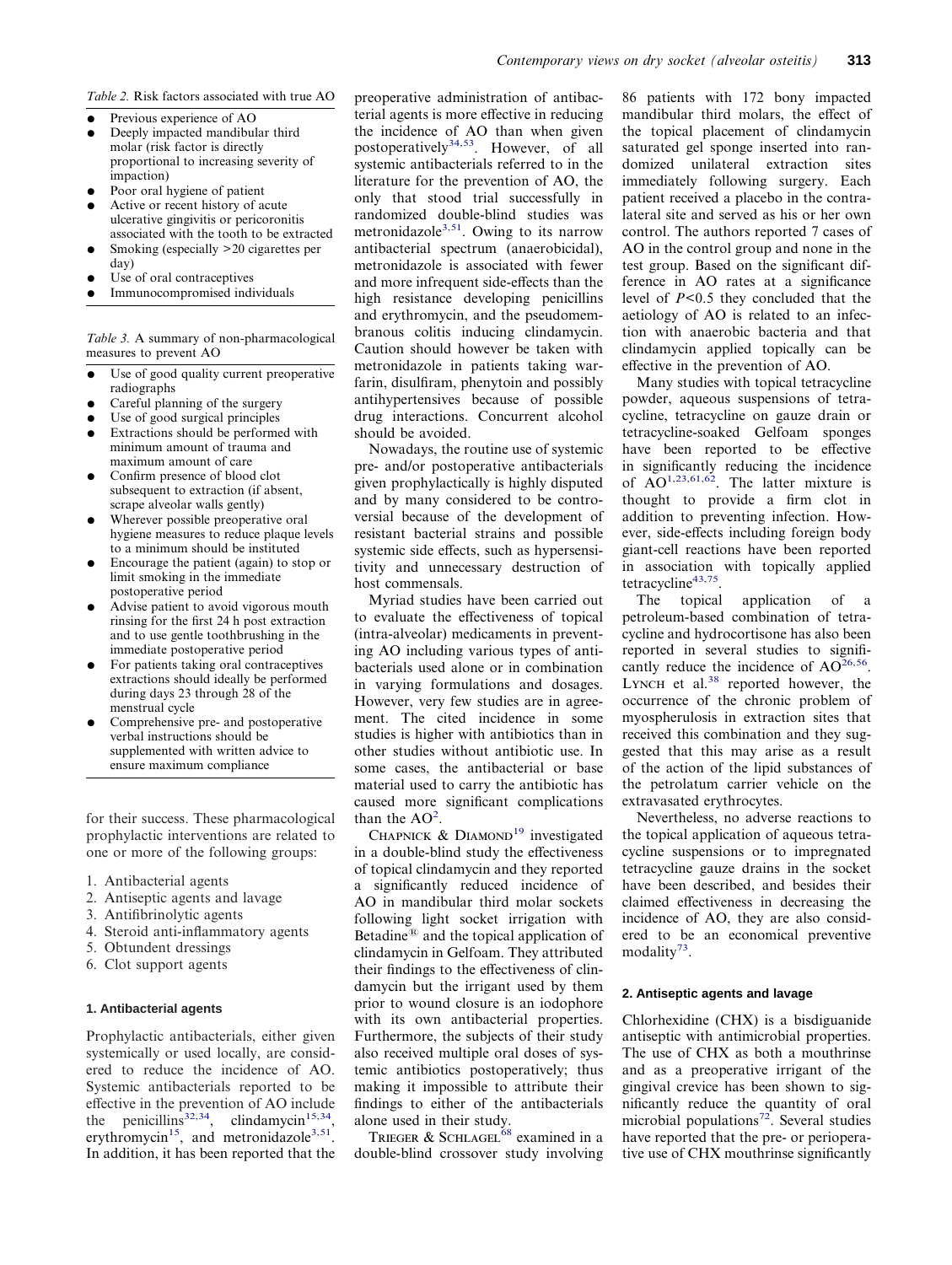Table 2. Risk factors associated with true AO

- Previous experience of AO
- Deeply impacted mandibular third molar (risk factor is directly proportional to increasing severity of impaction)
- Poor oral hygiene of patient
- Active or recent history of acute ulcerative gingivitis or pericoronitis associated with the tooth to be extracted
- Smoking (especially >20 cigarettes per day)
- Use of oral contraceptives
- Immunocompromised individuals

Table 3. A summary of non-pharmacological measures to prevent AO

- Use of good quality current preoperative radiographs
- Careful planning of the surgery
- Use of good surgical principles
- Extractions should be performed with minimum amount of trauma and maximum amount of care
- Confirm presence of blood clot subsequent to extraction (if absent, scrape alveolar walls gently)
- Wherever possible preoperative oral hygiene measures to reduce plaque levels to a minimum should be instituted
- Encourage the patient (again) to stop or limit smoking in the immediate postoperative period
- Advise patient to avoid vigorous mouth rinsing for the first 24 h post extraction and to use gentle toothbrushing in the immediate postoperative period
- For patients taking oral contraceptives extractions should ideally be performed during days 23 through 28 of the menstrual cycle
- Comprehensive pre- and postoperative verbal instructions should be supplemented with written advice to ensure maximum compliance

for their success. These pharmacological prophylactic interventions are related to one or more of the following groups:

1. Antibacterial agents
2. Antiseptic agents and lavage
3. Antifibrinolytic agents
4. Steroid anti-inflammatory agents
5. Obtundent dressings
6. Clot support agents

#### 1. Antibacterial agents

Prophylactic antibacterials, either given systemically or used locally, are considered to reduce the incidence of AO. Systemic antibacterials reported to be effective in the prevention of AO include the penicillins[32,34], clindamycin[15,34], erythromycin[15], and metronidazole[3,51]. In addition, it has been reported that the preoperative administration of antibacterial agents is more effective in reducing the incidence of AO than when given postoperatively[34,53]. However, of all systemic antibacterials referred to in the literature for the prevention of AO, the only that stood trial successfully in randomized double-blind studies was metronidazole[3,51]. Owing to its narrow antibacterial spectrum (anaerobicidal), metronidazole is associated with fewer and more infrequent side-effects than the high resistance developing penicillins and erythromycin, and the pseudomembranous colitis inducing clindamycin. Caution should however be taken with metronidazole in patients taking warfarin, disulfiram, phenytoin and possibly antihypertensives because of possible drug interactions. Concurrent alcohol should be avoided.

Nowadays, the routine use of systemic pre- and/or postoperative antibacterials given prophylactically is highly disputed and by many considered to be controversial because of the development of resistant bacterial strains and possible systemic side effects, such as hypersensitivity and unnecessary destruction of host commensals.

Myriad studies have been carried out to evaluate the effectiveness of topical (intra-alveolar) medicaments in preventing AO including various types of antibacterials used alone or in combination in varying formulations and dosages. However, very few studies are in agreement. The cited incidence in some studies is higher with antibiotics than in other studies without antibiotic use. In some cases, the antibacterial or base material used to carry the antibiotic has caused more significant complications than the AO[2].

Chapnick & Diamond[19] investigated in a double-blind study the effectiveness of topical clindamycin and they reported a significantly reduced incidence of AO in mandibular third molar sockets following light socket irrigation with Betadine® and the topical application of clindamycin in Gelfoam. They attributed their findings to the effectiveness of clindamycin but the irrigant used by them prior to wound closure is an iodophore with its own antibacterial properties. Furthermore, the subjects of their study also received multiple oral doses of systemic antibiotics postoperatively; thus making it impossible to attribute their findings to either of the antibacterials alone used in their study.

Trieger & Schlagel[68] examined in a double-blind crossover study involving 86 patients with 172 bony impacted mandibular third molars, the effect of the topical placement of clindamycin saturated gel sponge inserted into randomized unilateral extraction sites immediately following surgery. Each patient received a placebo in the contralateral site and served as his or her own control. The authors reported 7 cases of AO in the control group and none in the test group. Based on the significant difference in AO rates at a significance level of $P<0.5$ they concluded that the aetiology of AO is related to an infection with anaerobic bacteria and that clindamycin applied topically can be effective in the prevention of AO.

Many studies with topical tetracycline powder, aqueous suspensions of tetracycline, tetracycline on gauze drain or tetracycline-soaked Gelfoam sponges have been reported to be effective in significantly reducing the incidence of AO[1,23,61,62]. The latter mixture is thought to provide a firm clot in addition to preventing infection. However, side-effects including foreign body giant-cell reactions have been reported in association with topically applied tetracycline[43,75].

The topical application of a petroleum-based combination of tetracycline and hydrocortisone has also been reported in several studies to significantly reduce the incidence of AO[26,56]. Lynch et al.[38] reported however, the occurrence of the chronic problem of myospherulosis in extraction sites that received this combination and they suggested that this may arise as a result of the action of the lipid substances of the petroleum carrier vehicle on the extravasated erythrocytes.

Nevertheless, no adverse reactions to the topical application of aqueous tetracycline suspensions or to impregnated tetracycline gauze drains in the socket have been described, and besides their claimed effectiveness in decreasing the incidence of AO, they are also considered to be an economical preventive modality[73].

#### 2. Antiseptic agents and lavage

Chlorhexidine (CHX) is a bisdiguanide antiseptic with antimicrobial properties. The use of CHX as both a mouthrinse and as a preoperative irrigant of the gingival crevice has been shown to significantly reduce the quantity of oral microbial populations[72]. Several studies have reported that the pre- or perioperative use of CHX mouthrinse significantly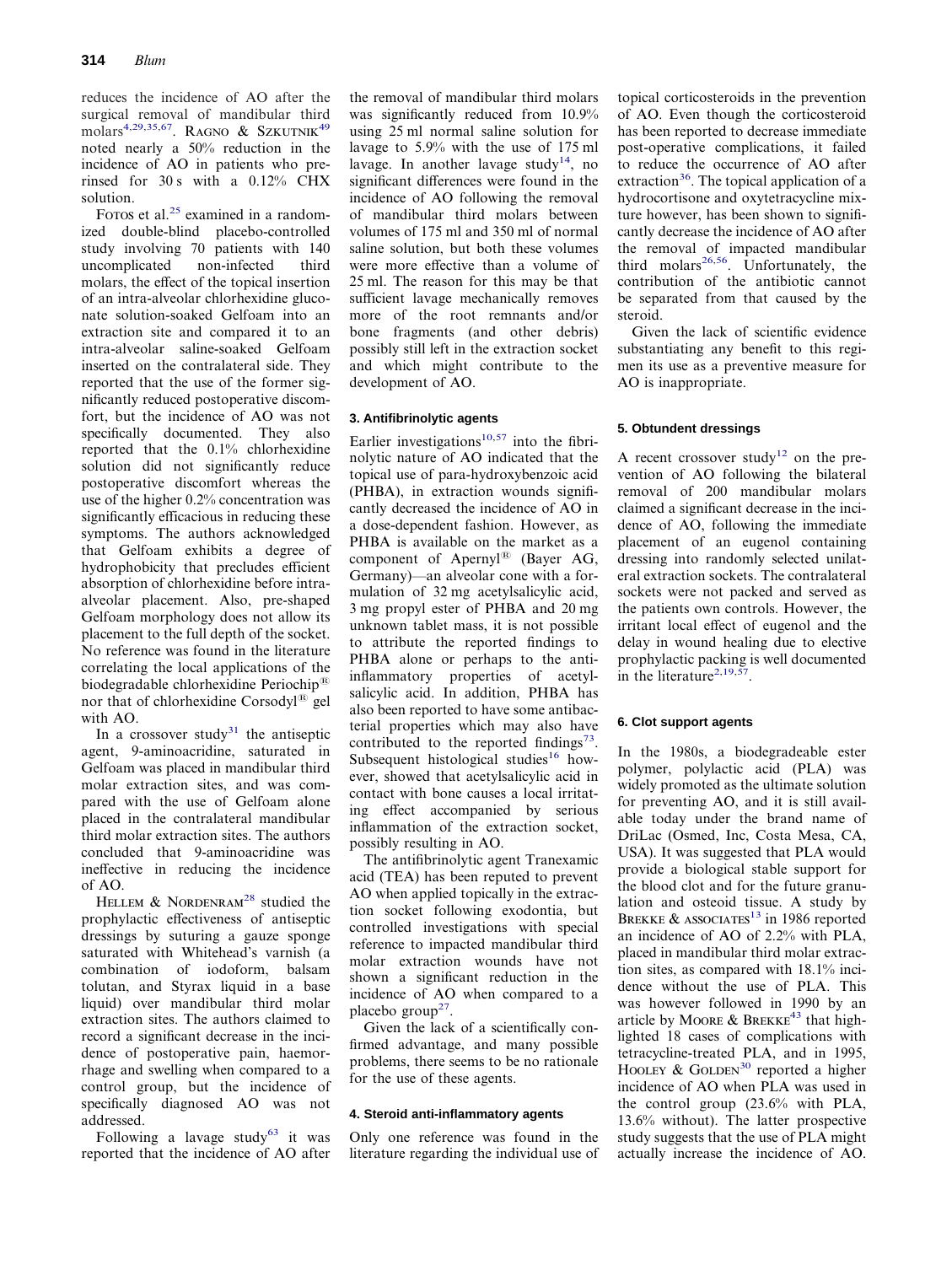reduces the incidence of AO after the surgical removal of mandibular third molars[4,29,35,67]. Ragno & Szkutnik[49] noted nearly a 50% reduction in the incidence of AO in patients who pre-rinsed for 30 s with a 0.12% CHX solution.

Fotos et al.[25] examined in a randomized double-blind placebo-controlled study involving 70 patients with 140 uncomplicated non-infected third molars, the effect of the topical insertion of an intra-alveolar chlorhexidine gluconate solution-soaked Gelfoam into an extraction site and compared it to an intra-alveolar saline-soaked Gelfoam inserted on the contralateral side. They reported that the use of the former significantly reduced postoperative discomfort, but the incidence of AO was not specifically documented. They also reported that the 0.1% chlorhexidine solution did not significantly reduce postoperative discomfort whereas the use of the higher 0.2% concentration was significantly efficacious in reducing these symptoms. The authors acknowledged that Gelfoam exhibits a degree of hydrophobicity that precludes efficient absorption of chlorhexidine before intra-alveolar placement. Also, pre-shaped Gelfoam morphology does not allow its placement to the full depth of the socket. No reference was found in the literature correlating the local applications of the biodegradable chlorhexidine Periochip® nor that of chlorhexidine Corsodyl® gel with AO.

In a crossover study[31] the antiseptic agent, 9-aminoacridine, saturated in Gelfoam was placed in mandibular third molar extraction sites, and was compared with the use of Gelfoam alone placed in the contralateral mandibular third molar extraction sites. The authors concluded that 9-aminoacridine was ineffective in reducing the incidence of AO.

Hellem & Nordenram[28] studied the prophylactic effectiveness of antiseptic dressings by suturing a gauze sponge saturated with Whitehead's varnish (a combination of iodoform, balsam tolutan, and Styrax liquid in a base liquid) over mandibular third molar extraction sites. The authors claimed to record a significant decrease in the incidence of postoperative pain, haemorrhage and swelling when compared to a control group, but the incidence of specifically diagnosed AO was not addressed.

Following a lavage study[63] it was reported that the incidence of AO after the removal of mandibular third molars was significantly reduced from 10.9% using 25 ml normal saline solution for lavage to 5.9% with the use of 175 ml lavage. In another lavage study[14], no significant differences were found in the incidence of AO following the removal of mandibular third molars between volumes of 175 ml and 350 ml of normal saline solution, but both these volumes were more effective than a volume of 25 ml. The reason for this may be that sufficient lavage mechanically removes more of the root remnants and/or bone fragments (and other debris) possibly still left in the extraction socket and which might contribute to the development of AO.

### 3. Antifibrinolytic agents

Earlier investigations[10,57] into the fibrinolytic nature of AO indicated that the topical use of para-hydroxybenzoic acid (PHBA), in extraction wounds significantly decreased the incidence of AO in a dose-dependent fashion. However, as PHBA is available on the market as a component of Apernyl® (Bayer AG, Germany)—an alveolar cone with a formulation of 32 mg acetylsalicylic acid, 3 mg propyl ester of PHBA and 20 mg unknown tablet mass, it is not possible to attribute the reported findings to PHBA alone or perhaps to the anti-inflammatory properties of acetylsalicylic acid. In addition, PHBA has also been reported to have some antibacterial properties which may also have contributed to the reported findings[73]. Subsequent histological studies[16] however, showed that acetylsalicylic acid in contact with bone causes a local irritating effect accompanied by serious inflammation of the extraction socket, possibly resulting in AO.

The antifibrinolytic agent Tranexamic acid (TEA) has been reputed to prevent AO when applied topically in the extraction socket following exodontia, but controlled investigations with special reference to impacted mandibular third molar extraction wounds have not shown a significant reduction in the incidence of AO when compared to a placebo group[27].

Given the lack of a scientifically confirmed advantage, and many possible problems, there seems to be no rationale for the use of these agents.

### 4. Steroid anti-inflammatory agents

Only one reference was found in the literature regarding the individual use of topical corticosteroids in the prevention of AO. Even though the corticosteroid has been reported to decrease immediate post-operative complications, it failed to reduce the occurrence of AO after extraction[36]. The topical application of a hydrocortisone and oxytetracycline mixture however, has been shown to significantly decrease the incidence of AO after the removal of impacted mandibular third molars[26,56]. Unfortunately, the contribution of the antibiotic cannot be separated from that caused by the steroid.

Given the lack of scientific evidence substantiating any benefit to this regimen its use as a preventive measure for AO is inappropriate.

### 5. Obtundent dressings

A recent crossover study[12] on the prevention of AO following the bilateral removal of 200 mandibular molars claimed a significant decrease in the incidence of AO, following the immediate placement of an eugenol containing dressing into randomly selected unilateral extraction sockets. The contralateral sockets were not packed and served as the patients own controls. However, the irritant local effect of eugenol and the delay in wound healing due to elective prophylactic packing is well documented in the literature[2,19,57].

### 6. Clot support agents

In the 1980s, a biodegradeable ester polymer, polylactic acid (PLA) was widely promoted as the ultimate solution for preventing AO, and it is still available today under the brand name of DriLac (Osmed, Inc, Costa Mesa, CA, USA). It was suggested that PLA would provide a biological stable support for the blood clot and for the future granulation and osteoid tissue. A study by Brekke & associates[13] in 1986 reported an incidence of AO of 2.2% with PLA, placed in mandibular third molar extraction sites, as compared with 18.1% incidence without the use of PLA. This was however followed in 1990 by an article by Moore & Brekke[43] that highlighted 18 cases of complications with tetracycline-treated PLA, and in 1995, Hooley & Golden[30] reported a higher incidence of AO when PLA was used in the control group (23.6% with PLA, 13.6% without). The latter prospective study suggests that the use of PLA might actually increase the incidence of AO.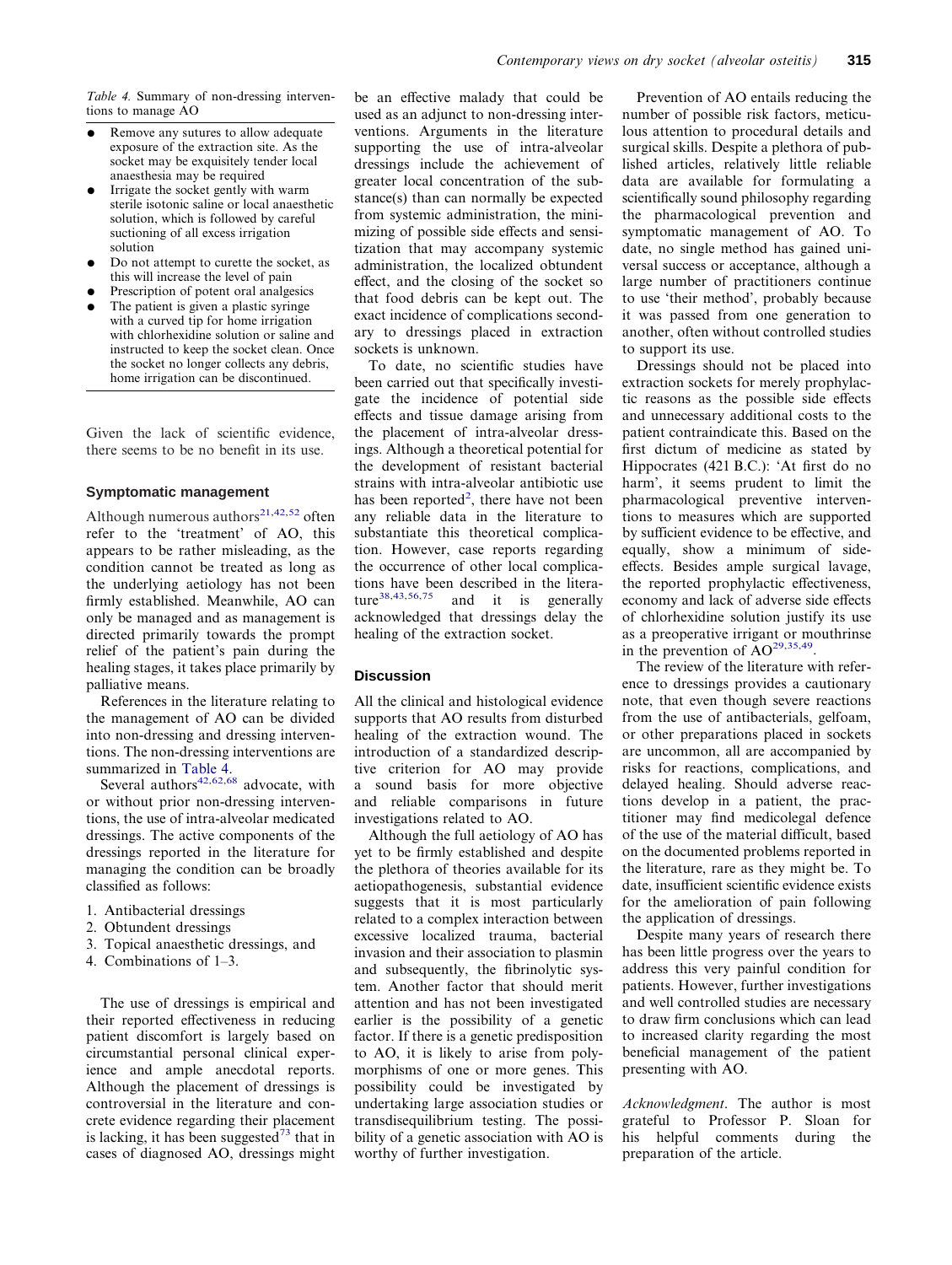Table 4. Summary of non-dressing interventions to manage AO

- Remove any sutures to allow adequate exposure of the extraction site. As the socket may be exquisitely tender local anaesthesia may be required
- Irrigate the socket gently with warm sterile isotonic saline or local anaesthetic solution, which is followed by careful suctioning of all excess irrigation solution
- Do not attempt to curette the socket, as this will increase the level of pain
- Prescription of potent oral analgesics
- The patient is given a plastic syringe with a curved tip for home irrigation with chlorhexidine solution or saline and instructed to keep the socket clean. Once the socket no longer collects any debris, home irrigation can be discontinued.

Given the lack of scientific evidence, there seems to be no benefit in its use.

### Symptomatic management

Although numerous authors[21,42,52] often refer to the 'treatment' of AO, this appears to be rather misleading, as the condition cannot be treated as long as the underlying aetiology has not been firmly established. Meanwhile, AO can only be managed and as management is directed primarily towards the prompt relief of the patient's pain during the healing stages, it takes place primarily by palliative means.

References in the literature relating to the management of AO can be divided into non-dressing and dressing interventions. The non-dressing interventions are summarized in Table 4.

Several authors[42,62,68] advocate, with or without prior non-dressing interventions, the use of intra-alveolar medicated dressings. The active components of the dressings reported in the literature for managing the condition can be broadly classified as follows:

1. Antibacterial dressings
2. Obtundent dressings
3. Topical anaesthetic dressings, and
4. Combinations of 1–3.

The use of dressings is empirical and their reported effectiveness in reducing patient discomfort is largely based on circumstantial personal clinical experience and ample anecdotal reports. Although the placement of dressings is controversial in the literature and concrete evidence regarding their placement is lacking, it has been suggested[73] that in cases of diagnosed AO, dressings might be an effective malady that could be used as an adjunct to non-dressing interventions. Arguments in the literature supporting the use of intra-alveolar dressings include the achievement of greater local concentration of the substance(s) than can normally be expected from systemic administration, the minimizing of possible side effects and sensitization that may accompany systemic administration, the localized obtundent effect, and the closing of the socket so that food debris can be kept out. The exact incidence of complications secondary to dressings placed in extraction sockets is unknown.

To date, no scientific studies have been carried out that specifically investigate the incidence of potential side effects and tissue damage arising from the placement of intra-alveolar dressings. Although a theoretical potential for the development of resistant bacterial strains with intra-alveolar antibiotic use has been reported[2], there have not been any reliable data in the literature to substantiate this theoretical complication. However, case reports regarding the occurrence of other local complications have been described in the literature[38,43,56,75] and it is generally acknowledged that dressings delay the healing of the extraction socket.

### Discussion

All the clinical and histological evidence supports that AO results from disturbed healing of the extraction wound. The introduction of a standardized descriptive criterion for AO may provide a sound basis for more objective and reliable comparisons in future investigations related to AO.

Although the full aetiology of AO has yet to be firmly established and despite the plethora of theories available for its aetiopathogenesis, substantial evidence suggests that it is most particularly related to a complex interaction between excessive localized trauma, bacterial invasion and their association to plasmin and subsequently, the fibrinolytic system. Another factor that should merit attention and has not been investigated earlier is the possibility of a genetic factor. If there is a genetic predisposition to AO, it is likely to arise from polymorphisms of one or more genes. This possibility could be investigated by undertaking large association studies or transdisequilibrium testing. The possibility of a genetic association with AO is worthy of further investigation.

Prevention of AO entails reducing the number of possible risk factors, meticulous attention to procedural details and surgical skills. Despite a plethora of published articles, relatively little reliable data are available for formulating a scientifically sound philosophy regarding the pharmacological prevention and symptomatic management of AO. To date, no single method has gained universal success or acceptance, although a large number of practitioners continue to use 'their method', probably because it was passed from one generation to another, often without controlled studies to support its use.

Dressings should not be placed into extraction sockets for merely prophylactic reasons as the possible side effects and unnecessary additional costs to the patient contraindicate this. Based on the first dictum of medicine as stated by Hippocrates (421 B.C.): 'At first do no harm', it seems prudent to limit the pharmacological preventive interventions to measures which are supported by sufficient evidence to be effective, and equally, show a minimum of side-effects. Besides ample surgical lavage, the reported prophylactic effectiveness, economy and lack of adverse side effects of chlorhexidine solution justify its use as a preoperative irrigant or mouthrinse in the prevention of AO[29,35,49].

The review of the literature with reference to dressings provides a cautionary note, that even though severe reactions from the use of antibacterials, gelfoam, or other preparations placed in sockets are uncommon, all are accompanied by risks for reactions, complications, and delayed healing. Should adverse reactions develop in a patient, the practitioner may find medicolegal defence of the use of the material difficult, based on the documented problems reported in the literature, rare as they might be. To date, insufficient scientific evidence exists for the amelioration of pain following the application of dressings.

Despite many years of research there has been little progress over the years to address this very painful condition for patients. However, further investigations and well controlled studies are necessary to draw firm conclusions which can lead to increased clarity regarding the most beneficial management of the patient presenting with AO.

*Acknowledgment*. The author is most grateful to Professor P. Sloan for his helpful comments during the preparation of the article.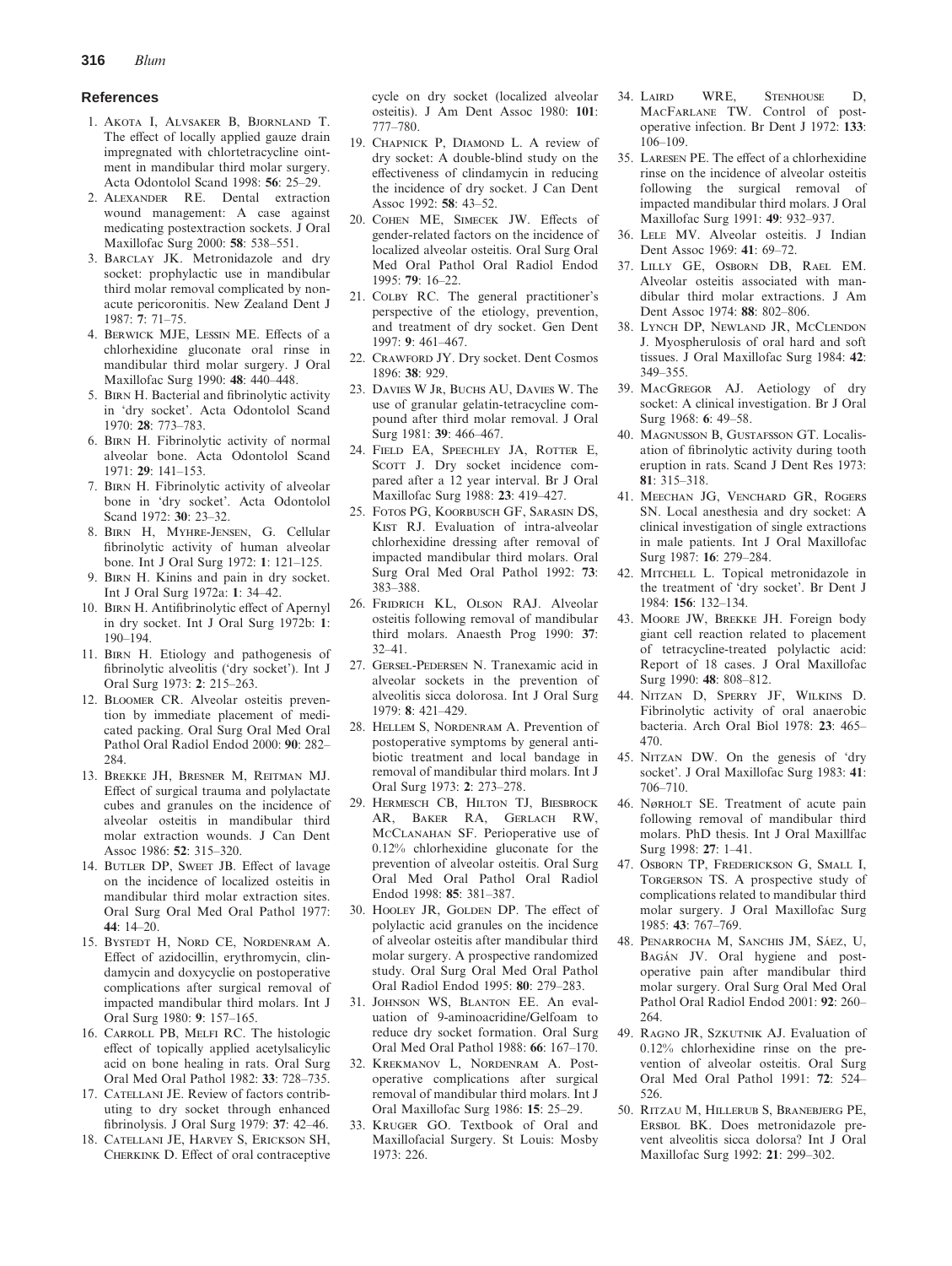## References

1. Akota I, Alvsaker B, Bjornland T. The effect of locally applied gauze drain impregnated with chlortetracycline ointment in mandibular third molar surgery. Acta Odontolol Scand 1998: **56**: 25–29.
2. Alexander RE. Dental extraction wound management: A case against medicating postextraction sockets. J Oral Maxillofac Surg 2000: **58**: 538–551.
3. Barclay JK. Metronidazole and dry socket: prophylactic use in mandibular third molar removal complicated by non-acute pericoronitis. New Zealand Dent J 1987: **7**: 71–75.
4. Berwick MJE, Lessin ME. Effects of a chlorhexidine gluconate oral rinse in mandibular third molar surgery. J Oral Maxillofac Surg 1990: **48**: 440–448.
5. Birn H. Bacterial and fibrinolytic activity in 'dry socket'. Acta Odontolol Scand 1970: **28**: 773–783.
6. Birn H. Fibrinolytic activity of normal alveolar bone. Acta Odontolol Scand 1971: **29**: 141–153.
7. Birn H. Fibrinolytic activity of alveolar bone in 'dry socket'. Acta Odontolol Scand 1972: **30**: 23–32.
8. Birn H, Myhre-Jensen, G. Cellular fibrinolytic activity of human alveolar bone. Int J Oral Surg 1972: **1**: 121–125.
9. Birn H. Kinins and pain in dry socket. Int J Oral Surg 1972a: **1**: 34–42.
10. Birn H. Antifibrinolytic effect of Apernyl in dry socket. Int J Oral Surg 1972b: **1**: 190–194.
11. Birn H. Etiology and pathogenesis of fibrinolytic alveolitis ('dry socket'). Int J Oral Surg 1973: **2**: 215–263.
12. Bloomer CR. Alveolar osteitis prevention by immediate placement of medicated packing. Oral Surg Oral Med Oral Pathol Oral Radiol Endod 2000: **90**: 282–284.
13. Brekke JH, Bresner M, Reitman MJ. Effect of surgical trauma and polylactate cubes and granules on the incidence of alveolar osteitis in mandibular third molar extraction wounds. J Can Dent Assoc 1986: **52**: 315–320.
14. Butler DP, Sweet JB. Effect of lavage on the incidence of localized osteitis in mandibular third molar extraction sites. Oral Surg Oral Med Oral Pathol 1977: **44**: 14–20.
15. Bystedt H, Nord CE, Nordenram A. Effect of azidocillin, erythromycin, clindamycin and doxycyclie on postoperative complications after surgical removal of impacted mandibular third molars. Int J Oral Surg 1980: **9**: 157–165.
16. Carroll PB, Melfi RC. The histologic effect of topically applied acetylsalicylic acid on bone healing in rats. Oral Surg Oral Med Oral Pathol 1982: **33**: 728–735.
17. Catellani JE. Review of factors contributing to dry socket through enhanced fibrinolysis. J Oral Surg 1979: **37**: 42–46.
18. Catellani JE, Harvey S, Erickson SH, Cherkink D. Effect of oral contraceptive cycle on dry socket (localized alveolar osteitis). J Am Dent Assoc 1980: **101**: 777–780.
19. Chapnick P, Diamond L. A review of dry socket: A double-blind study on the effectiveness of clindamycin in reducing the incidence of dry socket. J Can Dent Assoc 1992: **58**: 43–52.
20. Cohen ME, Simecek JW. Effects of gender-related factors on the incidence of localized alveolar osteitis. Oral Surg Oral Med Oral Pathol Oral Radiol Endod 1995: **79**: 16–22.
21. Colby RC. The general practitioner's perspective of the etiology, prevention, and treatment of dry socket. Gen Dent 1997: **9**: 461–467.
22. Crawford JY. Dry socket. Dent Cosmos 1896: **38**: 929.
23. Davies W Jr, Buchs AU, Davies W. The use of granular gelatin-tetracycline compound after third molar removal. J Oral Surg 1981: **39**: 466–467.
24. Field EA, Speechley JA, Rotter E, Scott J. Dry socket incidence compared after a 12 year interval. Br J Oral Maxillofac Surg 1988: **23**: 419–427.
25. Fotos PG, Koorbusch GF, Sarasin DS, Kist RJ. Evaluation of intra-alveolar chlorhexidine dressing after removal of impacted mandibular third molars. Oral Surg Oral Med Oral Pathol 1992: **73**: 383–388.
26. Fridrich KL, Olson RAJ. Alveolar osteitis following removal of mandibular third molars. Anaesth Prog 1990: **37**: 32–41.
27. Gersel-Pedersen N. Tranexamic acid in alveolar sockets in the prevention of alveolitis sicca dolorosa. Int J Oral Surg 1979: **8**: 421–429.
28. Hellem S, Nordenram A. Prevention of postoperative symptoms by general antibiotic treatment and local bandage in removal of mandibular third molars. Int J Oral Surg 1973: **2**: 273–278.
29. Hermesch CB, Hilton TJ, Biesbrock AR, Baker RA, Gerlach RW, McClanahan SF. Perioperative use of 0.12% chlorhexidine gluconate for the prevention of alveolar osteitis. Oral Surg Oral Med Oral Pathol Oral Radiol Endod 1998: **85**: 381–387.
30. Hooley JR, Golden DP. The effect of polylactic acid granules on the incidence of alveolar osteitis after mandibular third molar surgery. A prospective randomized study. Oral Surg Oral Med Oral Pathol Oral Radiol Endod 1995: **80**: 279–283.
31. Johnson WS, Blanton EE. An evaluation of 9-aminoacridine/Gelfoam to reduce dry socket formation. Oral Surg Oral Med Oral Pathol 1988: **66**: 167–170.
32. Krekmanov L, Nordenram A. Postoperative complications after surgical removal of mandibular third molars. Int J Oral Maxillofac Surg 1986: **15**: 25–29.
33. Kruger GO. Textbook of Oral and Maxillofacial Surgery. St Louis: Mosby 1973: 226.
34. Laird WRE, Stenhouse D, MacFarlane TW. Control of postoperative infection. Br Dent J 1972: **133**: 106–109.
35. Laresen PE. The effect of a chlorhexidine rinse on the incidence of alveolar osteitis following the surgical removal of impacted mandibular third molars. J Oral Maxillofac Surg 1991: **49**: 932–937.
36. Lele MV. Alveolar osteitis. J Indian Dent Assoc 1969: **41**: 69–72.
37. Lilly GE, Osborn DB, Rael EM. Alveolar osteitis associated with mandibular third molar extractions. J Am Dent Assoc 1974: **88**: 802–806.
38. Lynch DP, Newland JR, McClendon J. Myospherulosis of oral hard and soft tissues. J Oral Maxillofac Surg 1984: **42**: 349–355.
39. MacGregor AJ. Aetiology of dry socket: A clinical investigation. Br J Oral Surg 1968: **6**: 49–58.
40. Magnusson B, Gustafsson GT. Localisation of fibrinolytic activity during tooth eruption in rats. Scand J Dent Res 1973: **81**: 315–318.
41. Meechan JG, Venchard GR, Rogers SN. Local anesthesia and dry socket: A clinical investigation of single extractions in male patients. Int J Oral Maxillofac Surg 1987: **16**: 279–284.
42. Mitchell L. Topical metronidazole in the treatment of 'dry socket'. Br Dent J 1984: **156**: 132–134.
43. Moore JW, Brekke JH. Foreign body giant cell reaction related to placement of tetracycline-treated polylactic acid: Report of 18 cases. J Oral Maxillofac Surg 1990: **48**: 808–812.
44. Nitzan D, Sperry JF, Wilkins D. Fibrinolytic activity of oral anaerobic bacteria. Arch Oral Biol 1978: **23**: 465–470.
45. Nitzan DW. On the genesis of 'dry socket'. J Oral Maxillofac Surg 1983: **41**: 706–710.
46. Nørholt SE. Treatment of acute pain following removal of mandibular third molars. PhD thesis. Int J Oral Maxillfac Surg 1998: **27**: 1–41.
47. Osborn TP, Frederickson G, Small I, Torgerson TS. A prospective study of complications related to mandibular third molar surgery. J Oral Maxillofac Surg 1985: **43**: 767–769.
48. Penarrocha M, Sanchis JM, Sáez, U, Bagán JV. Oral hygiene and postoperative pain after mandibular third molar surgery. Oral Surg Oral Med Oral Pathol Oral Radiol Endod 2001: **92**: 260–264.
49. Ragno JR, Szkutnik AJ. Evaluation of 0.12% chlorhexidine rinse on the prevention of alveolar osteitis. Oral Surg Oral Med Oral Pathol 1991: **72**: 524–526.
50. Ritzau M, Hillerub S, Branebjerg PE, Ersbol BK. Does metronidazole prevent alveolitis sicca dolorsa? Int J Oral Maxillofac Surg 1992: **21**: 299–302.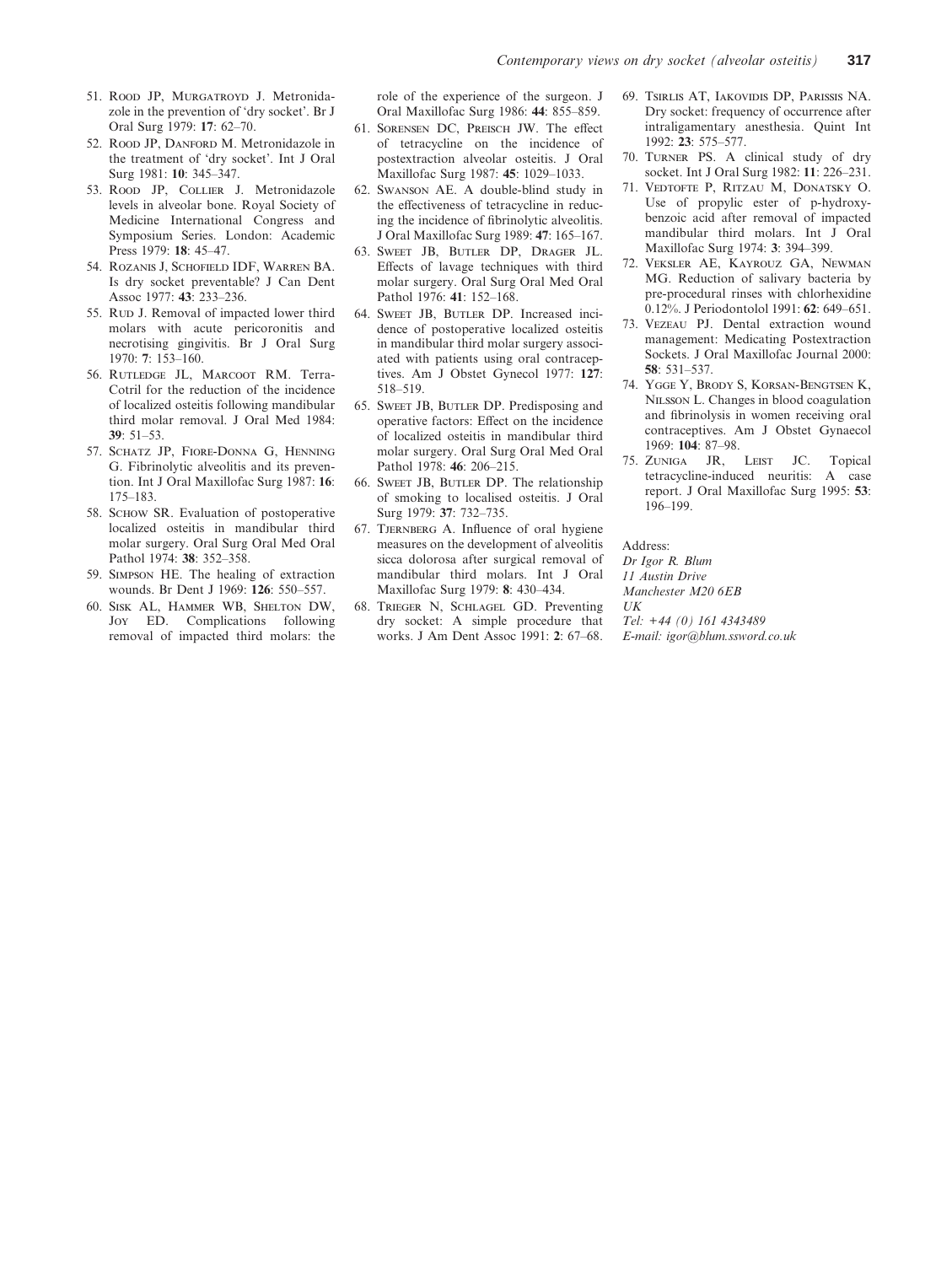51. Rood JP, Murgatroyd J. Metronidazole in the prevention of 'dry socket'. Br J Oral Surg 1979: **17**: 62–70.
52. Rood JP, Danford M. Metronidazole in the treatment of 'dry socket'. Int J Oral Surg 1981: **10**: 345–347.
53. Rood JP, Collier J. Metronidazole levels in alveolar bone. Royal Society of Medicine International Congress and Symposium Series. London: Academic Press 1979: **18**: 45–47.
54. Rozanis J, Schofield IDF, Warren BA. Is dry socket preventable? J Can Dent Assoc 1977: **43**: 233–236.
55. Rud J. Removal of impacted lower third molars with acute pericoronitis and necrotising gingivitis. Br J Oral Surg 1970: **7**: 153–160.
56. Rutledge JL, Marcoot RM. Terra-Cotril for the reduction of the incidence of localized osteitis following mandibular third molar removal. J Oral Med 1984: **39**: 51–53.
57. Schatz JP, Fiore-Donna G, Henning G. Fibrinolytic alveolitis and its prevention. Int J Oral Maxillofac Surg 1987: **16**: 175–183.
58. Schow SR. Evaluation of postoperative localized osteitis in mandibular third molar surgery. Oral Surg Oral Med Oral Pathol 1974: **38**: 352–358.
59. Simpson HE. The healing of extraction wounds. Br Dent J 1969: **126**: 550–557.
60. Sisk AL, Hammer WB, Shelton DW, Joy ED. Complications following removal of impacted third molars: the role of the experience of the surgeon. J Oral Maxillofac Surg 1986: **44**: 855–859.
61. Sorensen DC, Preisch JW. The effect of tetracycline on the incidence of postextraction alveolar osteitis. J Oral Maxillofac Surg 1987: **45**: 1029–1033.
62. Swanson AE. A double-blind study in the effectiveness of tetracycline in reducing the incidence of fibrinolytic alveolitis. J Oral Maxillofac Surg 1989: **47**: 165–167.
63. Sweet JB, Butler DP, Drager JL. Effects of lavage techniques with third molar surgery. Oral Surg Oral Med Oral Pathol 1976: **41**: 152–168.
64. Sweet JB, Butler DP. Increased incidence of postoperative localized osteitis in mandibular third molar surgery associated with patients using oral contraceptives. Am J Obstet Gynecol 1977: **127**: 518–519.
65. Sweet JB, Butler DP. Predisposing and operative factors: Effect on the incidence of localized osteitis in mandibular third molar surgery. Oral Surg Oral Med Oral Pathol 1978: **46**: 206–215.
66. Sweet JB, Butler DP. The relationship of smoking to localised osteitis. J Oral Surg 1979: **37**: 732–735.
67. Tjernberg A. Influence of oral hygiene measures on the development of alveolitis sicca dolorosa after surgical removal of mandibular third molars. Int J Oral Maxillofac Surg 1979: **8**: 430–434.
68. Trieger N, Schlagel GD. Preventing dry socket: A simple procedure that works. J Am Dent Assoc 1991: **2**: 67–68.
69. Tsirlis AT, Iakovidis DP, Parissis NA. Dry socket: frequency of occurrence after intraligamentary anesthesia. Quint Int 1992: **23**: 575–577.
70. Turner PS. A clinical study of dry socket. Int J Oral Surg 1982: **11**: 226–231.
71. Vedtofte P, Ritzau M, Donatsky O. Use of propylic ester of p-hydroxybenzoic acid after removal of impacted mandibular third molars. Int J Oral Maxillofac Surg 1974: **3**: 394–399.
72. Veksler AE, Kayrouz GA, Newman MG. Reduction of salivary bacteria by pre-procedural rinses with chlorhexidine 0.12%. J Periodontolol 1991: **62**: 649–651.
73. Vezeau PJ. Dental extraction wound management: Medicating Postextraction Sockets. J Oral Maxillofac Journal 2000: **58**: 531–537.
74. Ygge Y, Brody S, Korsan-Bengtsen K, Nilsson L. Changes in blood coagulation and fibrinolysis in women receiving oral contraceptives. Am J Obstet Gynaecol 1969: **104**: 87–98.
75. Zuniga JR, Leist JC. Topical tetracycline-induced neuritis: A case report. J Oral Maxillofac Surg 1995: **53**: 196–199.

Address:
*Dr Igor R. Blum*
*11 Austin Drive*
*Manchester M20 6EB*
*UK*
*Tel: +44 (0) 161 4343489*
*E-mail: igor@blum.ssword.co.uk*